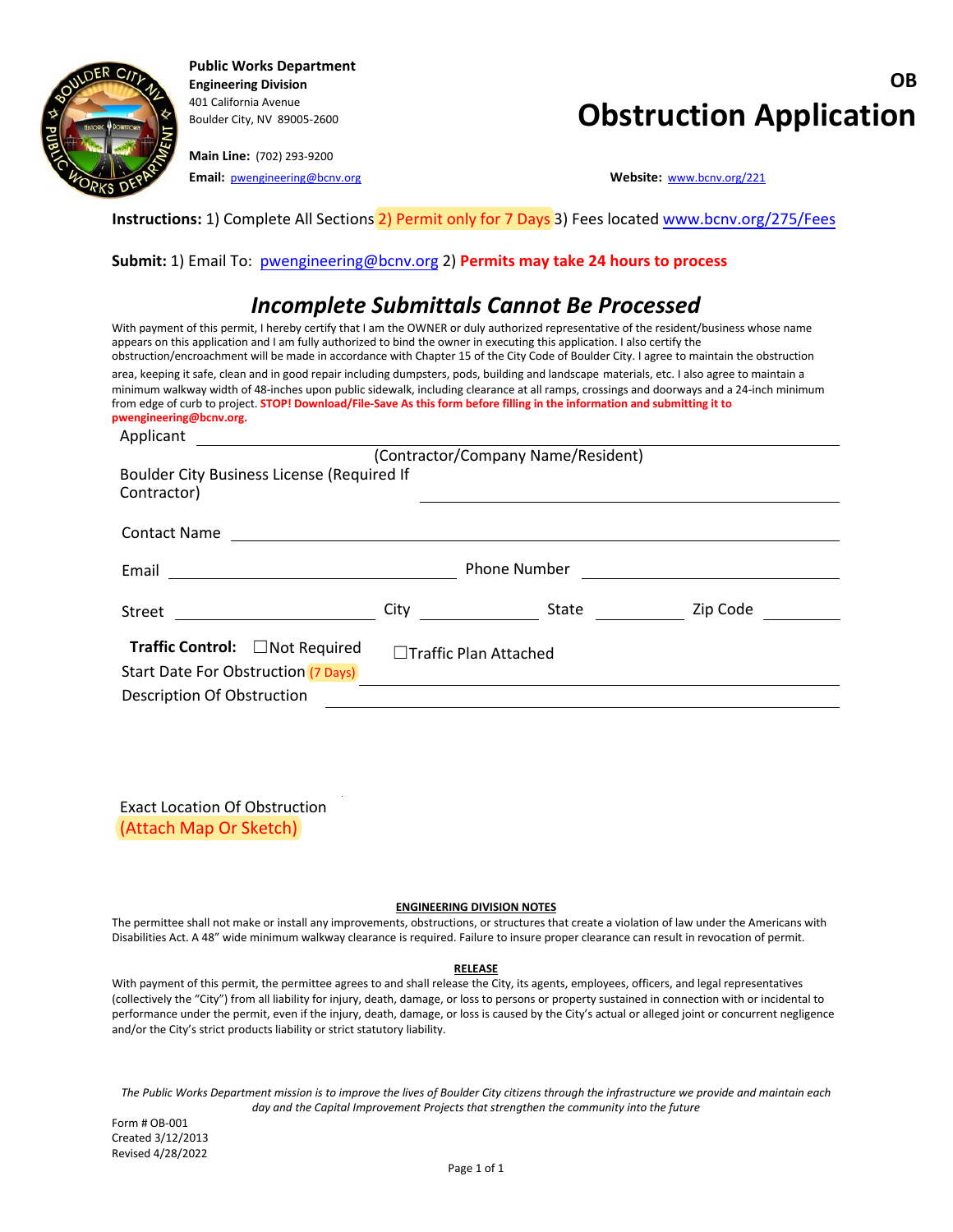**Public Works Department**
**Engineering Division**
401 California Avenue
Boulder City, NV 89005-2600

**Main Line:** (702) 293-9200
**Email:** pwengineering@bcnv.org

**OB**

# Obstruction Application

**Website:** www.bcnv.org/221

**Instructions:** 1) Complete All Sections 2) Permit only for 7 Days 3) Fees located www.bcnv.org/275/Fees

**Submit:** 1) Email To: pwengineering@bcnv.org 2) **Permits may take 24 hours to process**

## *Incomplete Submittals Cannot Be Processed*

With payment of this permit, I hereby certify that I am the OWNER or duly authorized representative of the resident/business whose name appears on this application and I am fully authorized to bind the owner in executing this application. I also certify the obstruction/encroachment will be made in accordance with Chapter 15 of the City Code of Boulder City. I agree to maintain the obstruction area, keeping it safe, clean and in good repair including dumpsters, pods, building and landscape materials, etc. I also agree to maintain a minimum walkway width of 48-inches upon public sidewalk, including clearance at all ramps, crossings and doorways and a 24-inch minimum from edge of curb to project. **STOP! Download/File-Save As this form before filling in the information and submitting it to pwengineering@bcnv.org.**

Applicant ____________________
(Contractor/Company Name/Resident)

Boulder City Business License (Required If Contractor) ____________________

Contact Name ____________________

Email ____________________ Phone Number ____________________

Street ____________________ City ____________ State ____________ Zip Code ____________

**Traffic Control:** ☐Not Required ☐Traffic Plan Attached

Start Date For Obstruction (7 Days) ____________________

Description Of Obstruction ____________________

Exact Location Of Obstruction
(Attach Map Or Sketch)

**ENGINEERING DIVISION NOTES**

The permittee shall not make or install any improvements, obstructions, or structures that create a violation of law under the Americans with Disabilities Act. A 48" wide minimum walkway clearance is required. Failure to insure proper clearance can result in revocation of permit.

**RELEASE**

With payment of this permit, the permittee agrees to and shall release the City, its agents, employees, officers, and legal representatives (collectively the "City") from all liability for injury, death, damage, or loss to persons or property sustained in connection with or incidental to performance under the permit, even if the injury, death, damage, or loss is caused by the City's actual or alleged joint or concurrent negligence and/or the City's strict products liability or strict statutory liability.

*The Public Works Department mission is to improve the lives of Boulder City citizens through the infrastructure we provide and maintain each day and the Capital Improvement Projects that strengthen the community into the future*

Form # OB-001
Created 3/12/2013
Revised 4/28/2022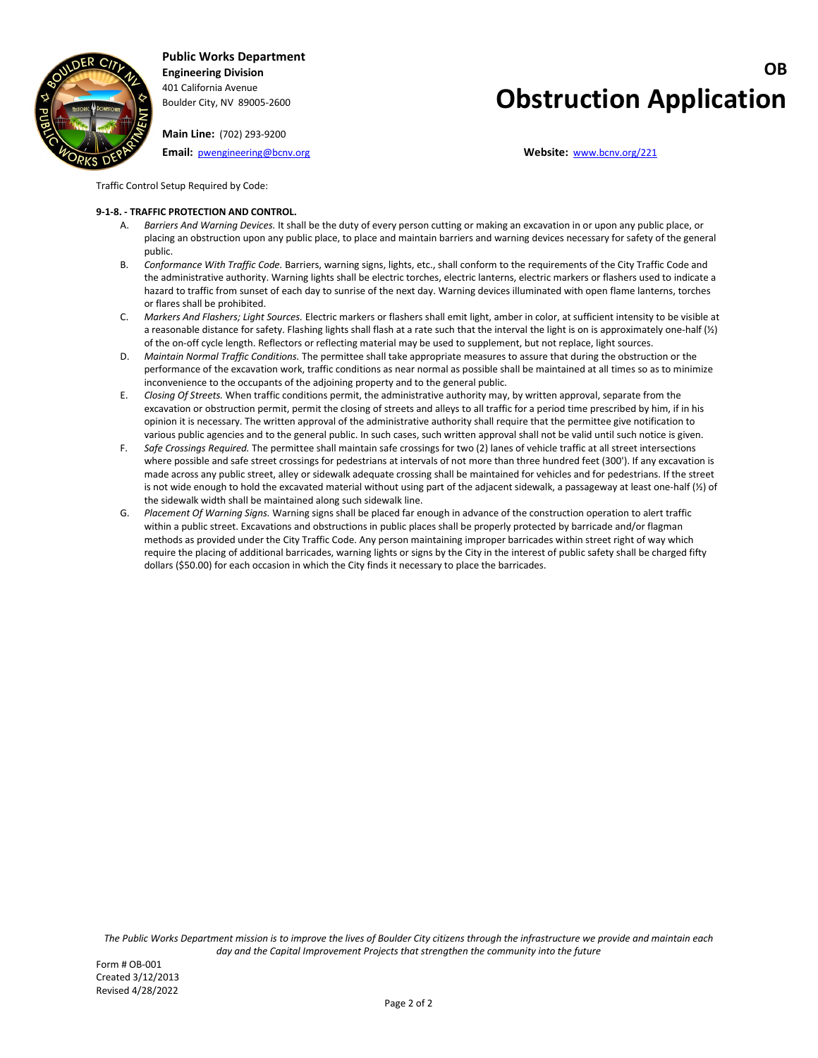**Public Works Department**
**Engineering Division**
401 California Avenue
Boulder City, NV 89005-2600

**Main Line:** (702) 293-9200
**Email:** pwengineering@bcnv.org

# OB
# Obstruction Application

**Website:** www.bcnv.org/221

Traffic Control Setup Required by Code:

**9-1-8. - TRAFFIC PROTECTION AND CONTROL.**

A. *Barriers And Warning Devices.* It shall be the duty of every person cutting or making an excavation in or upon any public place, or placing an obstruction upon any public place, to place and maintain barriers and warning devices necessary for safety of the general public.

B. *Conformance With Traffic Code.* Barriers, warning signs, lights, etc., shall conform to the requirements of the City Traffic Code and the administrative authority. Warning lights shall be electric torches, electric lanterns, electric markers or flashers used to indicate a hazard to traffic from sunset of each day to sunrise of the next day. Warning devices illuminated with open flame lanterns, torches or flares shall be prohibited.

C. *Markers And Flashers; Light Sources.* Electric markers or flashers shall emit light, amber in color, at sufficient intensity to be visible at a reasonable distance for safety. Flashing lights shall flash at a rate such that the interval the light is on is approximately one-half (½) of the on-off cycle length. Reflectors or reflecting material may be used to supplement, but not replace, light sources.

D. *Maintain Normal Traffic Conditions.* The permittee shall take appropriate measures to assure that during the obstruction or the performance of the excavation work, traffic conditions as near normal as possible shall be maintained at all times so as to minimize inconvenience to the occupants of the adjoining property and to the general public.

E. *Closing Of Streets.* When traffic conditions permit, the administrative authority may, by written approval, separate from the excavation or obstruction permit, permit the closing of streets and alleys to all traffic for a period time prescribed by him, if in his opinion it is necessary. The written approval of the administrative authority shall require that the permittee give notification to various public agencies and to the general public. In such cases, such written approval shall not be valid until such notice is given.

F. *Safe Crossings Required.* The permittee shall maintain safe crossings for two (2) lanes of vehicle traffic at all street intersections where possible and safe street crossings for pedestrians at intervals of not more than three hundred feet (300'). If any excavation is made across any public street, alley or sidewalk adequate crossing shall be maintained for vehicles and for pedestrians. If the street is not wide enough to hold the excavated material without using part of the adjacent sidewalk, a passageway at least one-half (½) of the sidewalk width shall be maintained along such sidewalk line.

G. *Placement Of Warning Signs.* Warning signs shall be placed far enough in advance of the construction operation to alert traffic within a public street. Excavations and obstructions in public places shall be properly protected by barricade and/or flagman methods as provided under the City Traffic Code. Any person maintaining improper barricades within street right of way which require the placing of additional barricades, warning lights or signs by the City in the interest of public safety shall be charged fifty dollars ($50.00) for each occasion in which the City finds it necessary to place the barricades.

*The Public Works Department mission is to improve the lives of Boulder City citizens through the infrastructure we provide and maintain each day and the Capital Improvement Projects that strengthen the community into the future*

Form # OB-001
Created 3/12/2013
Revised 4/28/2022